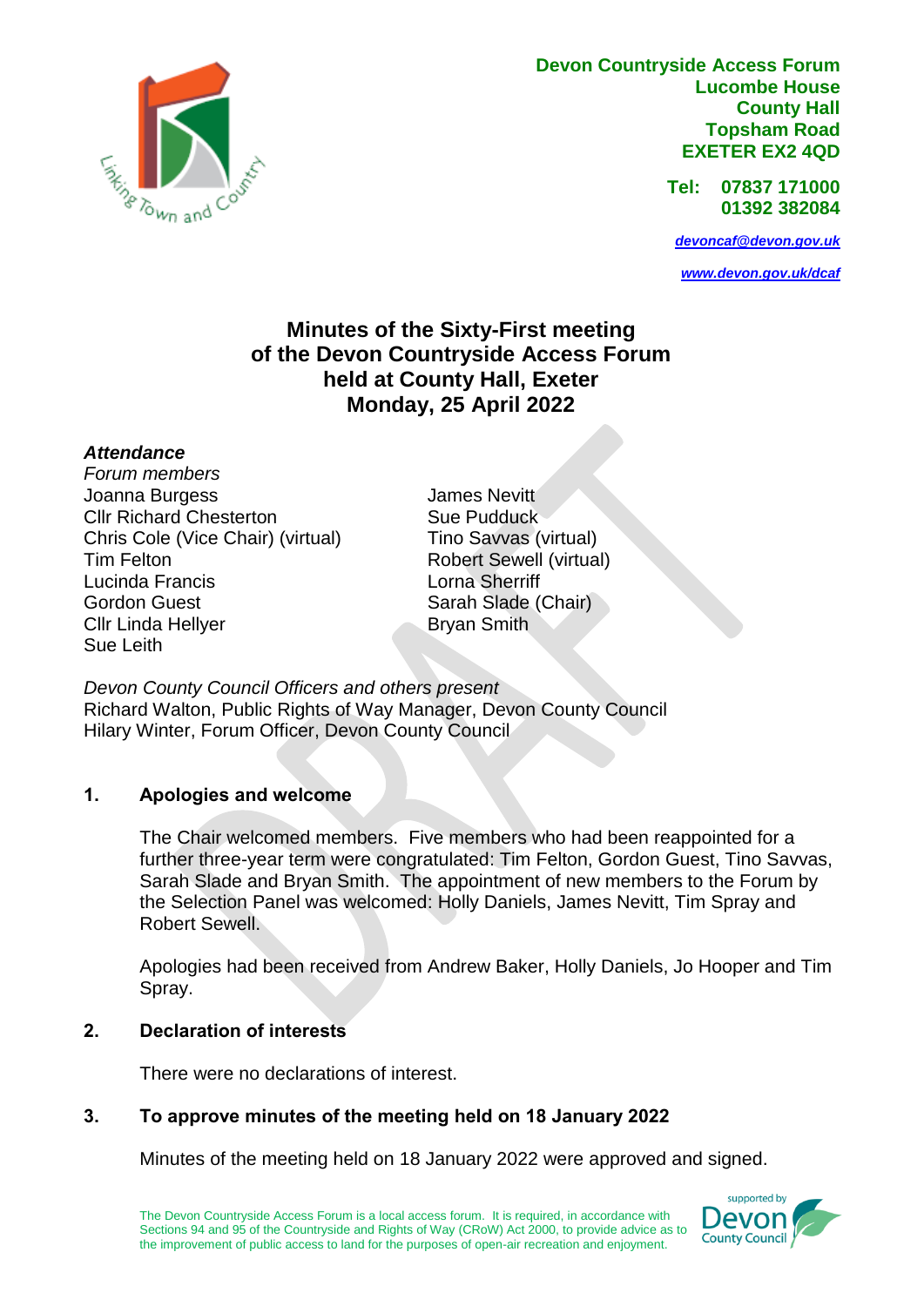**Devon Countryside Access Forum**
**Lucombe House**
**County Hall**
**Topsham Road**
**EXETER EX2 4QD**

**Tel: 07837 171000**
**01392 382084**

*devoncaf@devon.gov.uk*

*www.devon.gov.uk/dcaf*

# Minutes of the Sixty-First meeting of the Devon Countryside Access Forum held at County Hall, Exeter Monday, 25 April 2022

***Attendance***

*Forum members*

Joanna Burgess
Cllr Richard Chesterton
Chris Cole (Vice Chair) (virtual)
Tim Felton
Lucinda Francis
Gordon Guest
Cllr Linda Hellyer
Sue Leith
James Nevitt
Sue Pudduck
Tino Savvas (virtual)
Robert Sewell (virtual)
Lorna Sherriff
Sarah Slade (Chair)
Bryan Smith

*Devon County Council Officers and others present*

Richard Walton, Public Rights of Way Manager, Devon County Council
Hilary Winter, Forum Officer, Devon County Council

## 1. Apologies and welcome

The Chair welcomed members. Five members who had been reappointed for a further three-year term were congratulated: Tim Felton, Gordon Guest, Tino Savvas, Sarah Slade and Bryan Smith. The appointment of new members to the Forum by the Selection Panel was welcomed: Holly Daniels, James Nevitt, Tim Spray and Robert Sewell.

Apologies had been received from Andrew Baker, Holly Daniels, Jo Hooper and Tim Spray.

## 2. Declaration of interests

There were no declarations of interest.

## 3. To approve minutes of the meeting held on 18 January 2022

Minutes of the meeting held on 18 January 2022 were approved and signed.

The Devon Countryside Access Forum is a local access forum. It is required, in accordance with Sections 94 and 95 of the Countryside and Rights of Way (CRoW) Act 2000, to provide advice as to the improvement of public access to land for the purposes of open-air recreation and enjoyment.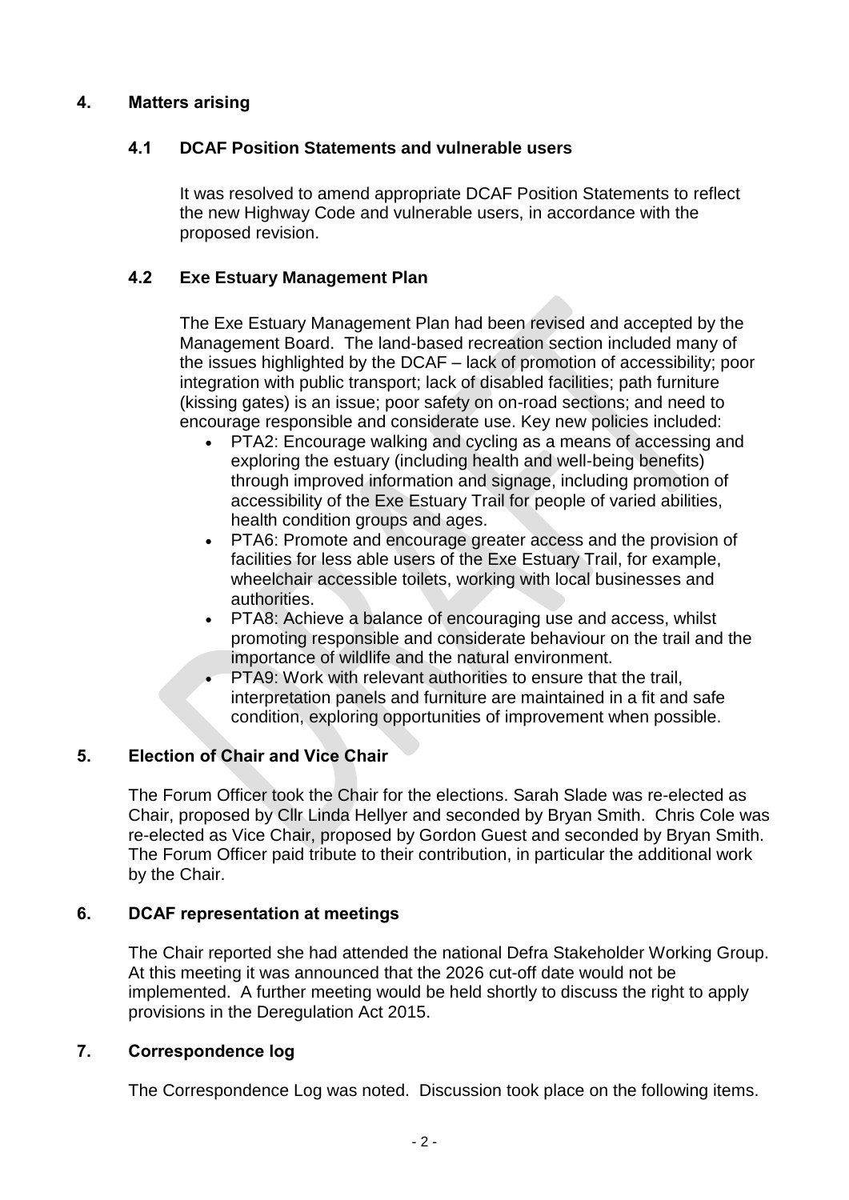## 4. Matters arising

### 4.1 DCAF Position Statements and vulnerable users

It was resolved to amend appropriate DCAF Position Statements to reflect the new Highway Code and vulnerable users, in accordance with the proposed revision.

### 4.2 Exe Estuary Management Plan

The Exe Estuary Management Plan had been revised and accepted by the Management Board. The land-based recreation section included many of the issues highlighted by the DCAF – lack of promotion of accessibility; poor integration with public transport; lack of disabled facilities; path furniture (kissing gates) is an issue; poor safety on on-road sections; and need to encourage responsible and considerate use. Key new policies included:

- PTA2: Encourage walking and cycling as a means of accessing and exploring the estuary (including health and well-being benefits) through improved information and signage, including promotion of accessibility of the Exe Estuary Trail for people of varied abilities, health condition groups and ages.
- PTA6: Promote and encourage greater access and the provision of facilities for less able users of the Exe Estuary Trail, for example, wheelchair accessible toilets, working with local businesses and authorities.
- PTA8: Achieve a balance of encouraging use and access, whilst promoting responsible and considerate behaviour on the trail and the importance of wildlife and the natural environment.
- PTA9: Work with relevant authorities to ensure that the trail, interpretation panels and furniture are maintained in a fit and safe condition, exploring opportunities of improvement when possible.

## 5. Election of Chair and Vice Chair

The Forum Officer took the Chair for the elections. Sarah Slade was re-elected as Chair, proposed by Cllr Linda Hellyer and seconded by Bryan Smith. Chris Cole was re-elected as Vice Chair, proposed by Gordon Guest and seconded by Bryan Smith. The Forum Officer paid tribute to their contribution, in particular the additional work by the Chair.

## 6. DCAF representation at meetings

The Chair reported she had attended the national Defra Stakeholder Working Group. At this meeting it was announced that the 2026 cut-off date would not be implemented. A further meeting would be held shortly to discuss the right to apply provisions in the Deregulation Act 2015.

## 7. Correspondence log

The Correspondence Log was noted. Discussion took place on the following items.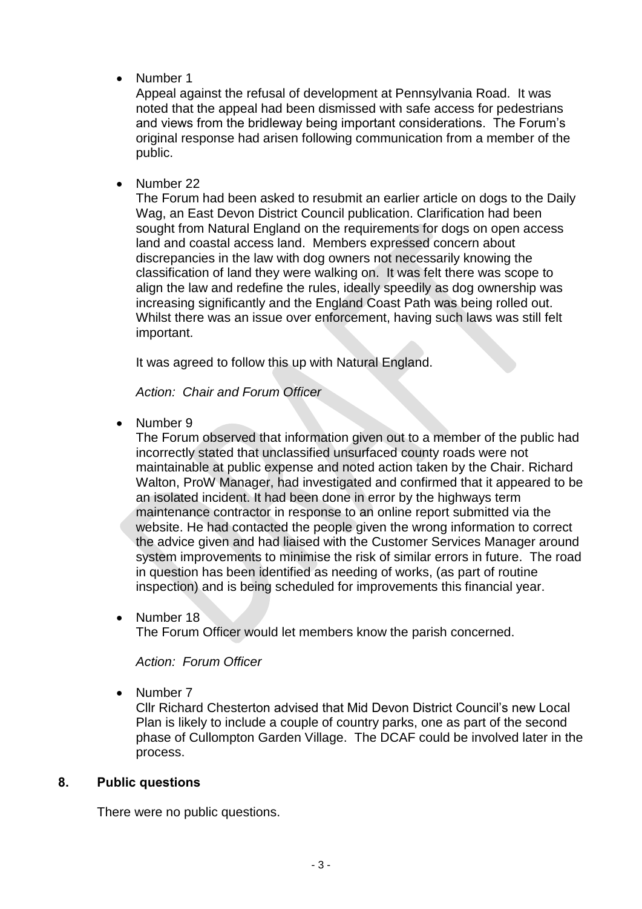- Number 1

  Appeal against the refusal of development at Pennsylvania Road. It was noted that the appeal had been dismissed with safe access for pedestrians and views from the bridleway being important considerations. The Forum's original response had arisen following communication from a member of the public.

- Number 22

  The Forum had been asked to resubmit an earlier article on dogs to the Daily Wag, an East Devon District Council publication. Clarification had been sought from Natural England on the requirements for dogs on open access land and coastal access land. Members expressed concern about discrepancies in the law with dog owners not necessarily knowing the classification of land they were walking on. It was felt there was scope to align the law and redefine the rules, ideally speedily as dog ownership was increasing significantly and the England Coast Path was being rolled out. Whilst there was an issue over enforcement, having such laws was still felt important.

  It was agreed to follow this up with Natural England.

  *Action: Chair and Forum Officer*

- Number 9

  The Forum observed that information given out to a member of the public had incorrectly stated that unclassified unsurfaced county roads were not maintainable at public expense and noted action taken by the Chair. Richard Walton, ProW Manager, had investigated and confirmed that it appeared to be an isolated incident. It had been done in error by the highways term maintenance contractor in response to an online report submitted via the website. He had contacted the people given the wrong information to correct the advice given and had liaised with the Customer Services Manager around system improvements to minimise the risk of similar errors in future. The road in question has been identified as needing of works, (as part of routine inspection) and is being scheduled for improvements this financial year.

- Number 18

  The Forum Officer would let members know the parish concerned.

  *Action: Forum Officer*

- Number 7

  Cllr Richard Chesterton advised that Mid Devon District Council's new Local Plan is likely to include a couple of country parks, one as part of the second phase of Cullompton Garden Village. The DCAF could be involved later in the process.

## 8. Public questions

There were no public questions.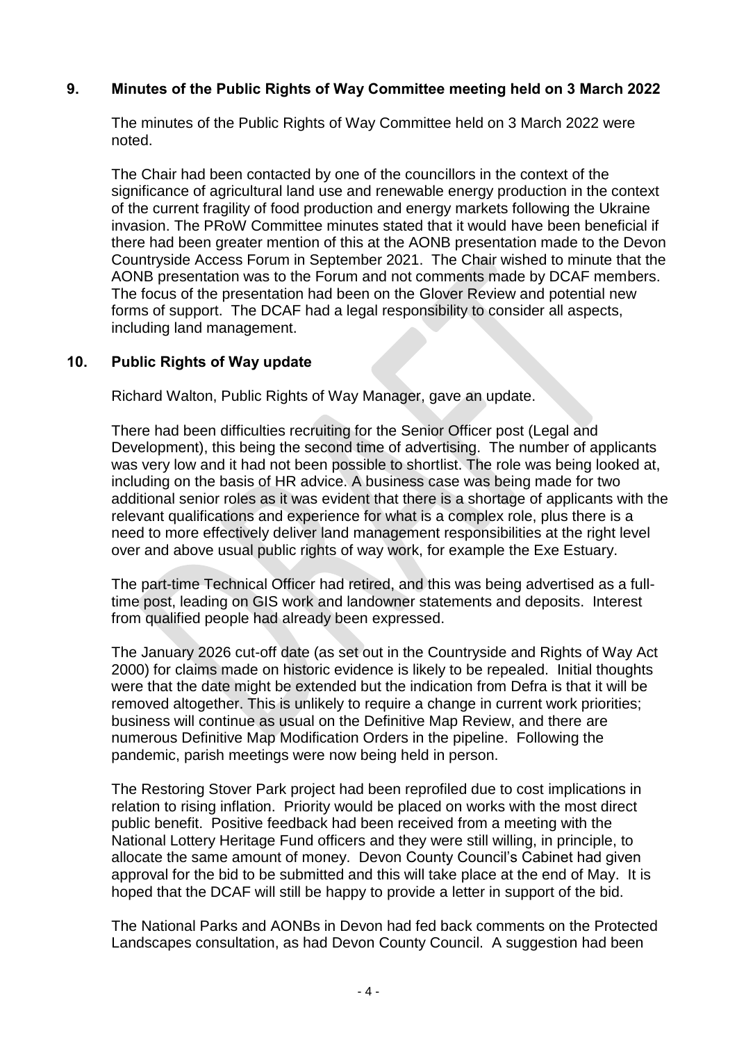## 9. Minutes of the Public Rights of Way Committee meeting held on 3 March 2022

The minutes of the Public Rights of Way Committee held on 3 March 2022 were noted.

The Chair had been contacted by one of the councillors in the context of the significance of agricultural land use and renewable energy production in the context of the current fragility of food production and energy markets following the Ukraine invasion. The PRoW Committee minutes stated that it would have been beneficial if there had been greater mention of this at the AONB presentation made to the Devon Countryside Access Forum in September 2021. The Chair wished to minute that the AONB presentation was to the Forum and not comments made by DCAF members. The focus of the presentation had been on the Glover Review and potential new forms of support. The DCAF had a legal responsibility to consider all aspects, including land management.

## 10. Public Rights of Way update

Richard Walton, Public Rights of Way Manager, gave an update.

There had been difficulties recruiting for the Senior Officer post (Legal and Development), this being the second time of advertising. The number of applicants was very low and it had not been possible to shortlist. The role was being looked at, including on the basis of HR advice. A business case was being made for two additional senior roles as it was evident that there is a shortage of applicants with the relevant qualifications and experience for what is a complex role, plus there is a need to more effectively deliver land management responsibilities at the right level over and above usual public rights of way work, for example the Exe Estuary.

The part-time Technical Officer had retired, and this was being advertised as a full-time post, leading on GIS work and landowner statements and deposits. Interest from qualified people had already been expressed.

The January 2026 cut-off date (as set out in the Countryside and Rights of Way Act 2000) for claims made on historic evidence is likely to be repealed. Initial thoughts were that the date might be extended but the indication from Defra is that it will be removed altogether. This is unlikely to require a change in current work priorities; business will continue as usual on the Definitive Map Review, and there are numerous Definitive Map Modification Orders in the pipeline. Following the pandemic, parish meetings were now being held in person.

The Restoring Stover Park project had been reprofiled due to cost implications in relation to rising inflation. Priority would be placed on works with the most direct public benefit. Positive feedback had been received from a meeting with the National Lottery Heritage Fund officers and they were still willing, in principle, to allocate the same amount of money. Devon County Council's Cabinet had given approval for the bid to be submitted and this will take place at the end of May. It is hoped that the DCAF will still be happy to provide a letter in support of the bid.

The National Parks and AONBs in Devon had fed back comments on the Protected Landscapes consultation, as had Devon County Council. A suggestion had been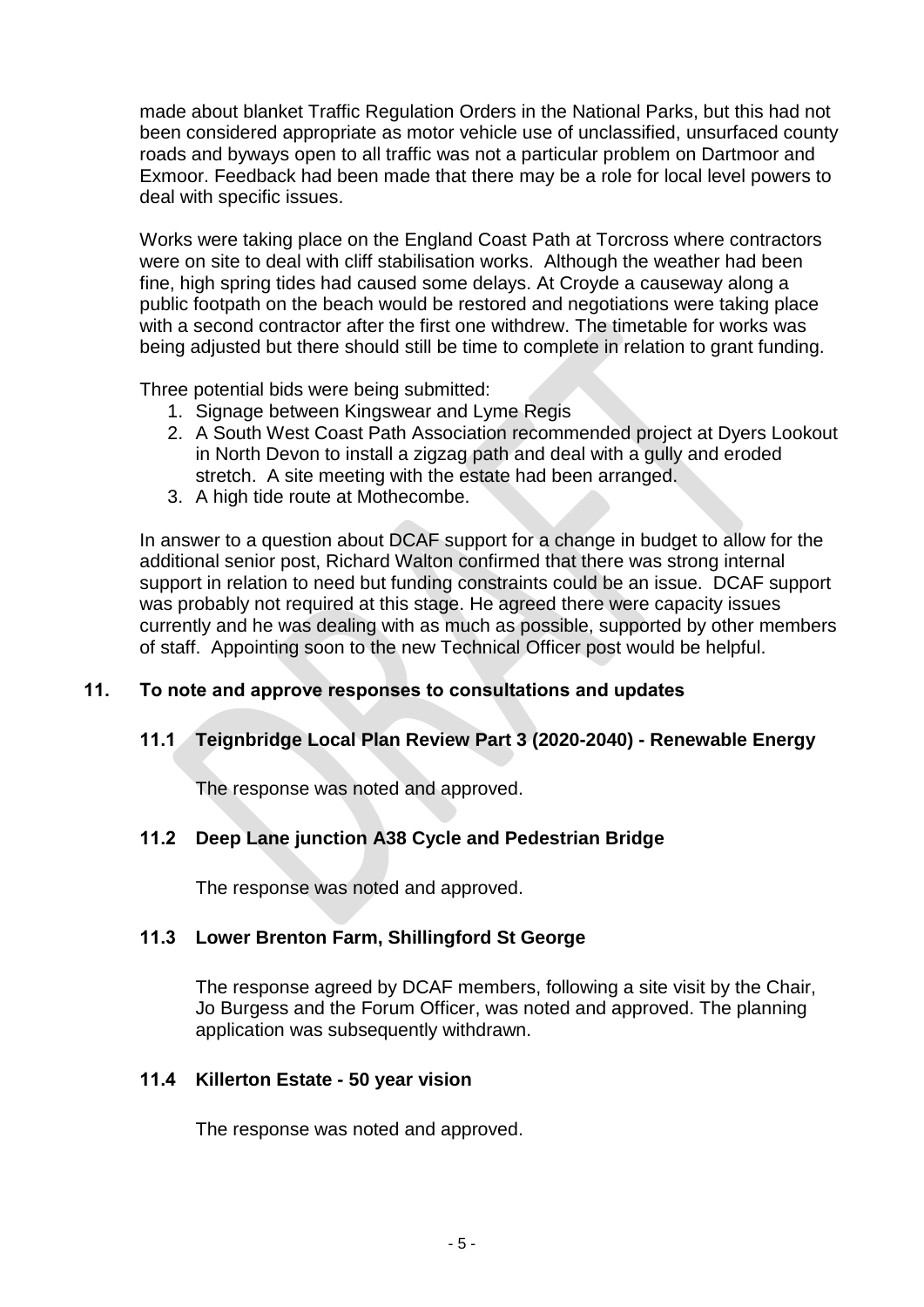made about blanket Traffic Regulation Orders in the National Parks, but this had not been considered appropriate as motor vehicle use of unclassified, unsurfaced county roads and byways open to all traffic was not a particular problem on Dartmoor and Exmoor. Feedback had been made that there may be a role for local level powers to deal with specific issues.

Works were taking place on the England Coast Path at Torcross where contractors were on site to deal with cliff stabilisation works. Although the weather had been fine, high spring tides had caused some delays. At Croyde a causeway along a public footpath on the beach would be restored and negotiations were taking place with a second contractor after the first one withdrew. The timetable for works was being adjusted but there should still be time to complete in relation to grant funding.

Three potential bids were being submitted:

1. Signage between Kingswear and Lyme Regis
2. A South West Coast Path Association recommended project at Dyers Lookout in North Devon to install a zigzag path and deal with a gully and eroded stretch. A site meeting with the estate had been arranged.
3. A high tide route at Mothecombe.

In answer to a question about DCAF support for a change in budget to allow for the additional senior post, Richard Walton confirmed that there was strong internal support in relation to need but funding constraints could be an issue. DCAF support was probably not required at this stage. He agreed there were capacity issues currently and he was dealing with as much as possible, supported by other members of staff. Appointing soon to the new Technical Officer post would be helpful.

## 11. To note and approve responses to consultations and updates

### 11.1 Teignbridge Local Plan Review Part 3 (2020-2040) - Renewable Energy

The response was noted and approved.

### 11.2 Deep Lane junction A38 Cycle and Pedestrian Bridge

The response was noted and approved.

### 11.3 Lower Brenton Farm, Shillingford St George

The response agreed by DCAF members, following a site visit by the Chair, Jo Burgess and the Forum Officer, was noted and approved. The planning application was subsequently withdrawn.

### 11.4 Killerton Estate - 50 year vision

The response was noted and approved.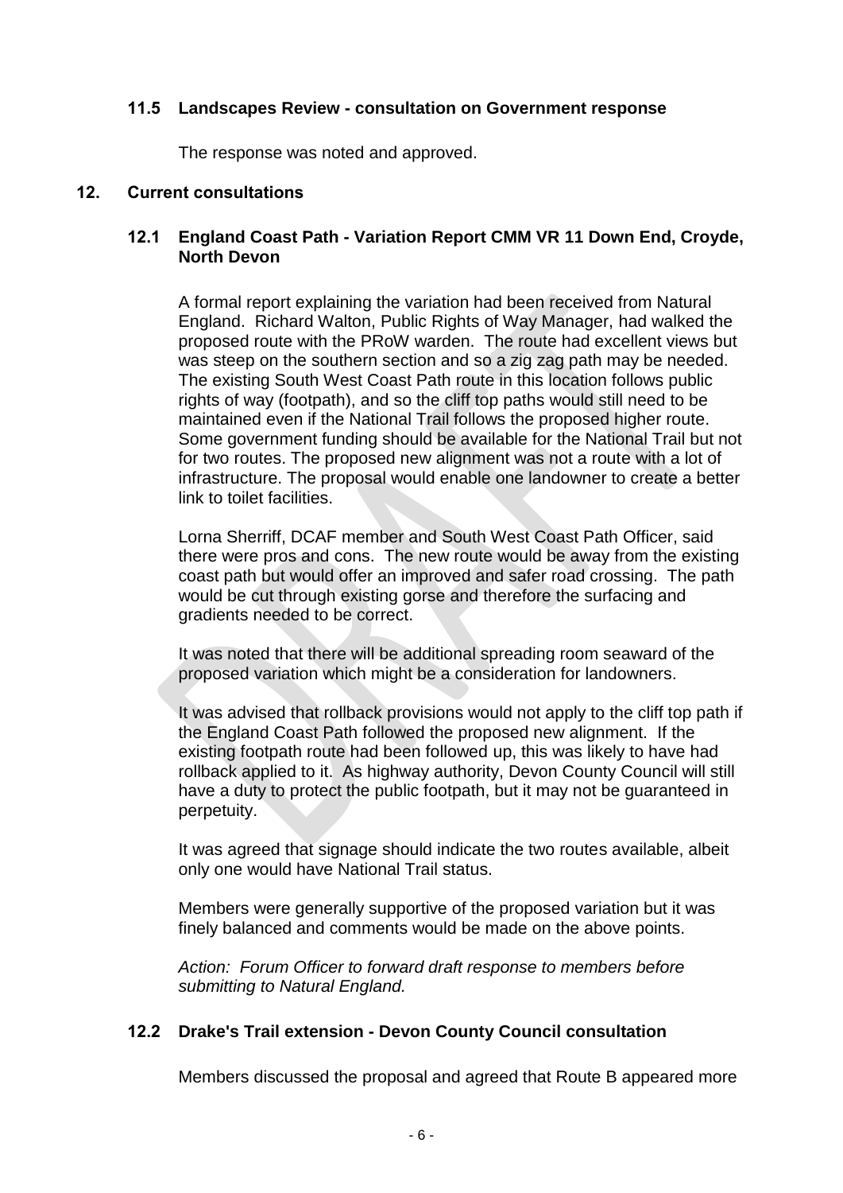### 11.5 Landscapes Review - consultation on Government response

The response was noted and approved.

## 12. Current consultations

### 12.1 England Coast Path - Variation Report CMM VR 11 Down End, Croyde, North Devon

A formal report explaining the variation had been received from Natural England. Richard Walton, Public Rights of Way Manager, had walked the proposed route with the PRoW warden. The route had excellent views but was steep on the southern section and so a zig zag path may be needed. The existing South West Coast Path route in this location follows public rights of way (footpath), and so the cliff top paths would still need to be maintained even if the National Trail follows the proposed higher route. Some government funding should be available for the National Trail but not for two routes. The proposed new alignment was not a route with a lot of infrastructure. The proposal would enable one landowner to create a better link to toilet facilities.

Lorna Sherriff, DCAF member and South West Coast Path Officer, said there were pros and cons. The new route would be away from the existing coast path but would offer an improved and safer road crossing. The path would be cut through existing gorse and therefore the surfacing and gradients needed to be correct.

It was noted that there will be additional spreading room seaward of the proposed variation which might be a consideration for landowners.

It was advised that rollback provisions would not apply to the cliff top path if the England Coast Path followed the proposed new alignment. If the existing footpath route had been followed up, this was likely to have had rollback applied to it. As highway authority, Devon County Council will still have a duty to protect the public footpath, but it may not be guaranteed in perpetuity.

It was agreed that signage should indicate the two routes available, albeit only one would have National Trail status.

Members were generally supportive of the proposed variation but it was finely balanced and comments would be made on the above points.

*Action: Forum Officer to forward draft response to members before submitting to Natural England.*

### 12.2 Drake's Trail extension - Devon County Council consultation

Members discussed the proposal and agreed that Route B appeared more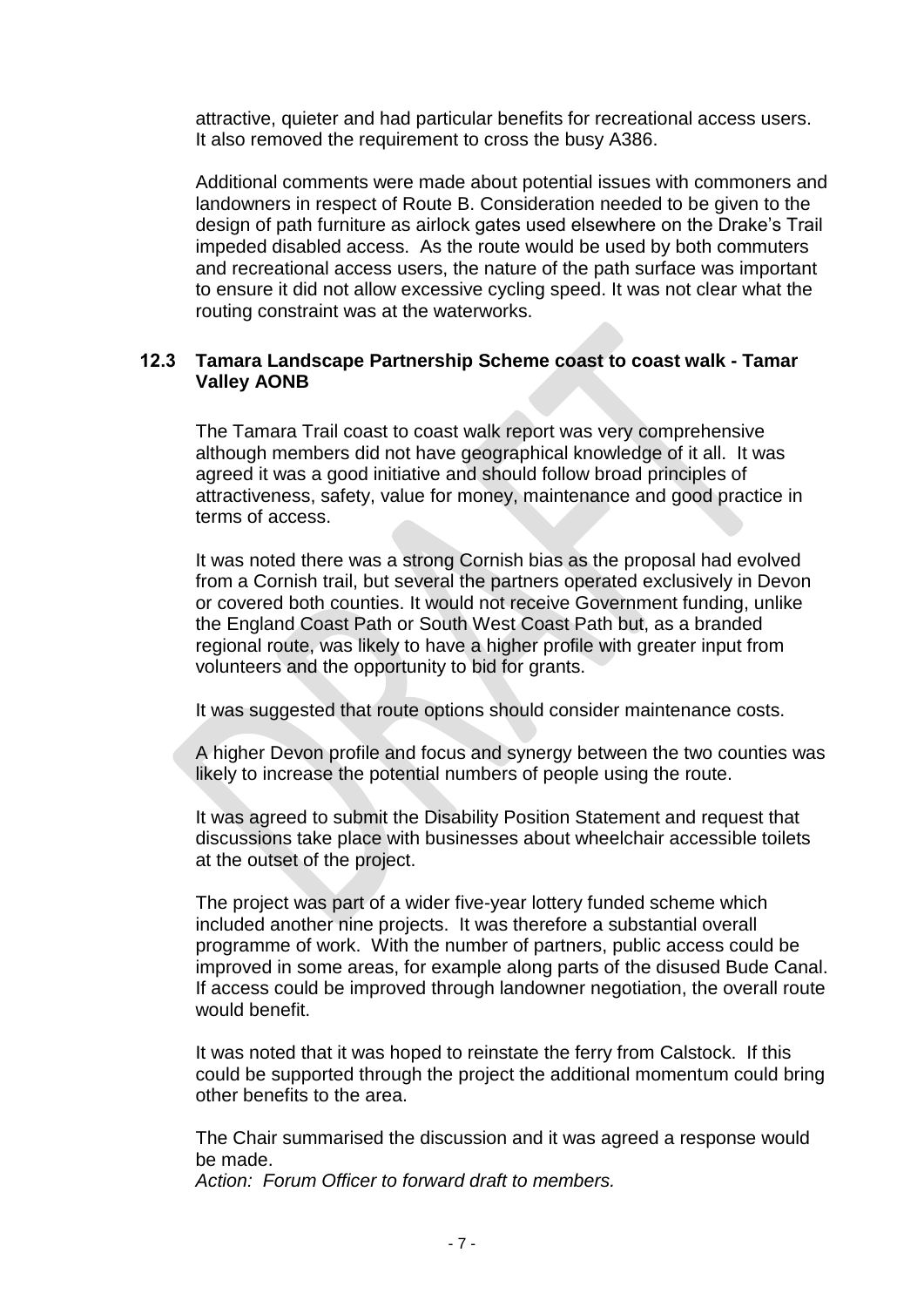attractive, quieter and had particular benefits for recreational access users. It also removed the requirement to cross the busy A386.

Additional comments were made about potential issues with commoners and landowners in respect of Route B. Consideration needed to be given to the design of path furniture as airlock gates used elsewhere on the Drake's Trail impeded disabled access. As the route would be used by both commuters and recreational access users, the nature of the path surface was important to ensure it did not allow excessive cycling speed. It was not clear what the routing constraint was at the waterworks.

### 12.3 Tamara Landscape Partnership Scheme coast to coast walk - Tamar Valley AONB

The Tamara Trail coast to coast walk report was very comprehensive although members did not have geographical knowledge of it all. It was agreed it was a good initiative and should follow broad principles of attractiveness, safety, value for money, maintenance and good practice in terms of access.

It was noted there was a strong Cornish bias as the proposal had evolved from a Cornish trail, but several the partners operated exclusively in Devon or covered both counties. It would not receive Government funding, unlike the England Coast Path or South West Coast Path but, as a branded regional route, was likely to have a higher profile with greater input from volunteers and the opportunity to bid for grants.

It was suggested that route options should consider maintenance costs.

A higher Devon profile and focus and synergy between the two counties was likely to increase the potential numbers of people using the route.

It was agreed to submit the Disability Position Statement and request that discussions take place with businesses about wheelchair accessible toilets at the outset of the project.

The project was part of a wider five-year lottery funded scheme which included another nine projects. It was therefore a substantial overall programme of work. With the number of partners, public access could be improved in some areas, for example along parts of the disused Bude Canal. If access could be improved through landowner negotiation, the overall route would benefit.

It was noted that it was hoped to reinstate the ferry from Calstock. If this could be supported through the project the additional momentum could bring other benefits to the area.

The Chair summarised the discussion and it was agreed a response would be made.
*Action: Forum Officer to forward draft to members.*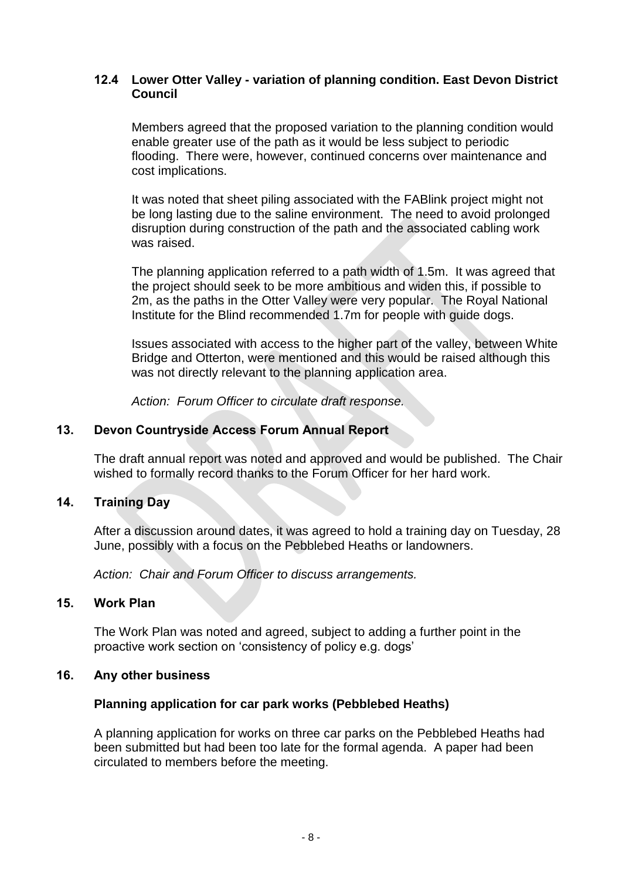### 12.4 Lower Otter Valley - variation of planning condition. East Devon District Council

Members agreed that the proposed variation to the planning condition would enable greater use of the path as it would be less subject to periodic flooding. There were, however, continued concerns over maintenance and cost implications.

It was noted that sheet piling associated with the FABlink project might not be long lasting due to the saline environment. The need to avoid prolonged disruption during construction of the path and the associated cabling work was raised.

The planning application referred to a path width of 1.5m. It was agreed that the project should seek to be more ambitious and widen this, if possible to 2m, as the paths in the Otter Valley were very popular. The Royal National Institute for the Blind recommended 1.7m for people with guide dogs.

Issues associated with access to the higher part of the valley, between White Bridge and Otterton, were mentioned and this would be raised although this was not directly relevant to the planning application area.

*Action: Forum Officer to circulate draft response.*

## 13. Devon Countryside Access Forum Annual Report

The draft annual report was noted and approved and would be published. The Chair wished to formally record thanks to the Forum Officer for her hard work.

## 14. Training Day

After a discussion around dates, it was agreed to hold a training day on Tuesday, 28 June, possibly with a focus on the Pebblebed Heaths or landowners.

*Action: Chair and Forum Officer to discuss arrangements.*

## 15. Work Plan

The Work Plan was noted and agreed, subject to adding a further point in the proactive work section on 'consistency of policy e.g. dogs'

## 16. Any other business

### Planning application for car park works (Pebblebed Heaths)

A planning application for works on three car parks on the Pebblebed Heaths had been submitted but had been too late for the formal agenda. A paper had been circulated to members before the meeting.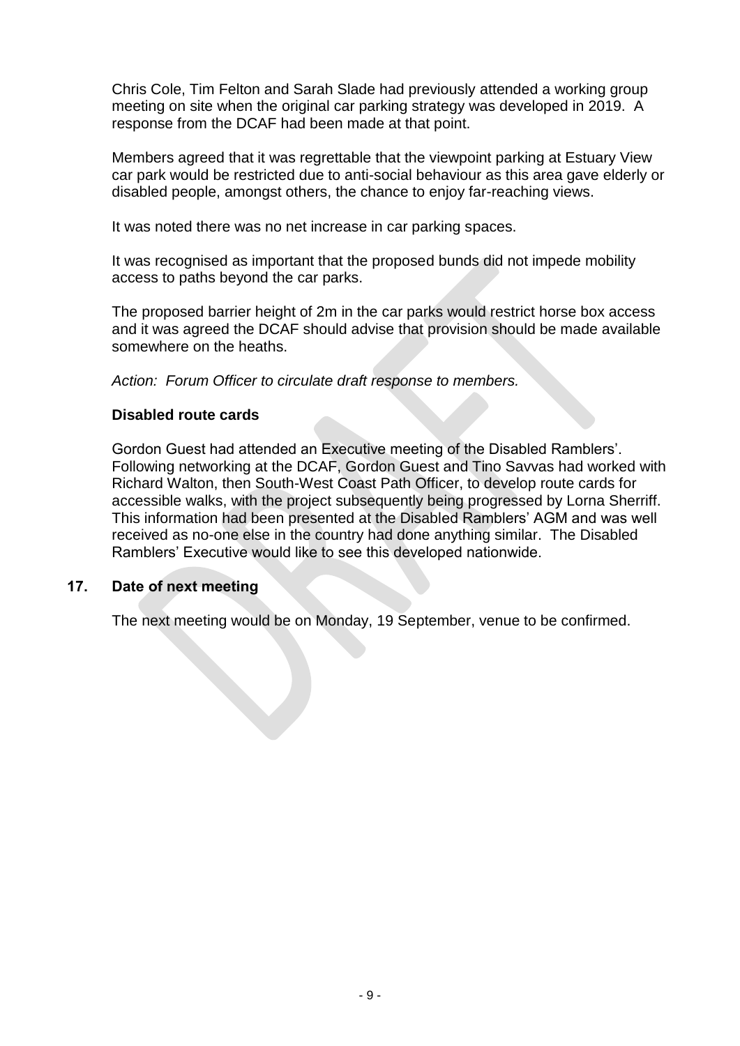Chris Cole, Tim Felton and Sarah Slade had previously attended a working group meeting on site when the original car parking strategy was developed in 2019. A response from the DCAF had been made at that point.

Members agreed that it was regrettable that the viewpoint parking at Estuary View car park would be restricted due to anti-social behaviour as this area gave elderly or disabled people, amongst others, the chance to enjoy far-reaching views.

It was noted there was no net increase in car parking spaces.

It was recognised as important that the proposed bunds did not impede mobility access to paths beyond the car parks.

The proposed barrier height of 2m in the car parks would restrict horse box access and it was agreed the DCAF should advise that provision should be made available somewhere on the heaths.

*Action: Forum Officer to circulate draft response to members.*

**Disabled route cards**

Gordon Guest had attended an Executive meeting of the Disabled Ramblers'. Following networking at the DCAF, Gordon Guest and Tino Savvas had worked with Richard Walton, then South-West Coast Path Officer, to develop route cards for accessible walks, with the project subsequently being progressed by Lorna Sherriff. This information had been presented at the Disabled Ramblers' AGM and was well received as no-one else in the country had done anything similar. The Disabled Ramblers' Executive would like to see this developed nationwide.

## 17. Date of next meeting

The next meeting would be on Monday, 19 September, venue to be confirmed.